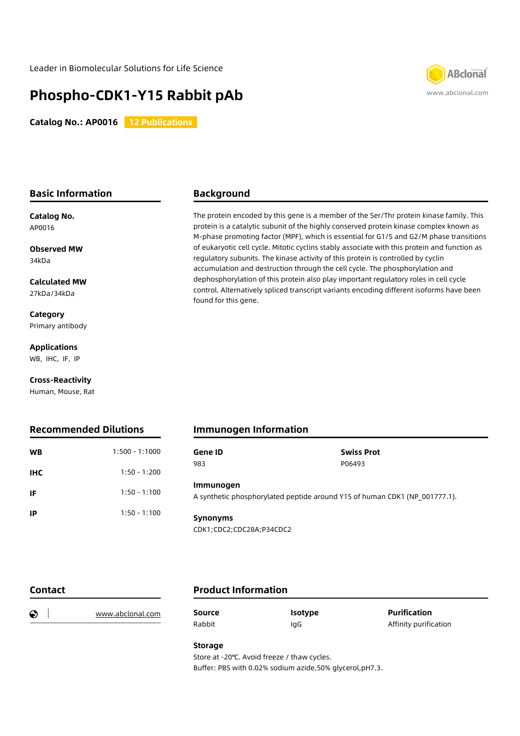Leader in Biomolecular Solutions for Life Science

# Phospho-CDK1-Y15 Rabbit pAb

**Catalog No.: AP0016** **12 Publications**

## Basic Information

**Catalog No.**
AP0016

**Observed MW**
34kDa

**Calculated MW**
27kDa/34kDa

**Category**
Primary antibody

**Applications**
WB, IHC, IF, IP

**Cross-Reactivity**
Human, Mouse, Rat

## Background

The protein encoded by this gene is a member of the Ser/Thr protein kinase family. This protein is a catalytic subunit of the highly conserved protein kinase complex known as M-phase promoting factor (MPF), which is essential for G1/S and G2/M phase transitions of eukaryotic cell cycle. Mitotic cyclins stably associate with this protein and function as regulatory subunits. The kinase activity of this protein is controlled by cyclin accumulation and destruction through the cell cycle. The phosphorylation and dephosphorylation of this protein also play important regulatory roles in cell cycle control. Alternatively spliced transcript variants encoding different isoforms have been found for this gene.

## Recommended Dilutions

| | |
|---|---|
| **WB** | 1:500 - 1:1000 |
| **IHC** | 1:50 - 1:200 |
| **IF** | 1:50 - 1:100 |
| **IP** | 1:50 - 1:100 |

## Immunogen Information

**Gene ID**
983

**Swiss Prot**
P06493

**Immunogen**
A synthetic phosphorylated peptide around Y15 of human CDK1 (NP_001777.1).

**Synonyms**
CDK1;CDC2;CDC28A;P34CDC2

## Contact

www.abclonal.com

## Product Information

**Source**
Rabbit

**Isotype**
IgG

**Purification**
Affinity purification

**Storage**
Store at -20℃. Avoid freeze / thaw cycles.
Buffer: PBS with 0.02% sodium azide,50% glycerol,pH7.3.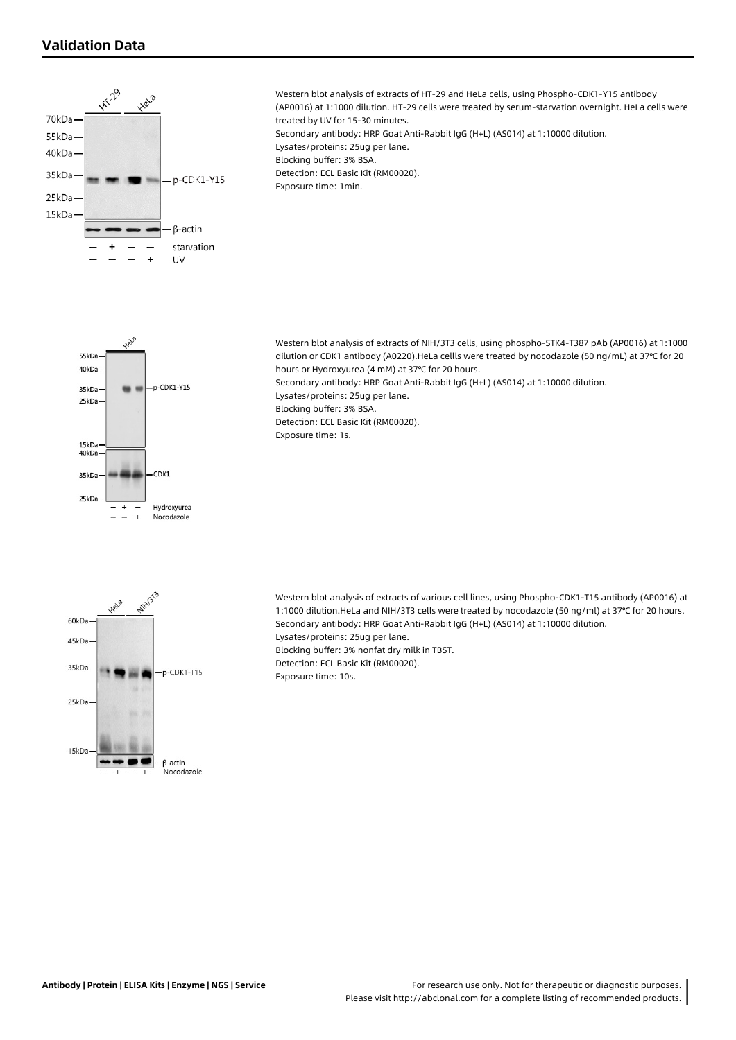## Validation Data

Western blot analysis of extracts of HT-29 and HeLa cells, using Phospho-CDK1-Y15 antibody (AP0016) at 1:1000 dilution. HT-29 cells were treated by serum-starvation overnight. HeLa cells were treated by UV for 15-30 minutes.
Secondary antibody: HRP Goat Anti-Rabbit IgG (H+L) (AS014) at 1:10000 dilution.
Lysates/proteins: 25ug per lane.
Blocking buffer: 3% BSA.
Detection: ECL Basic Kit (RM00020).
Exposure time: 1min.

Western blot analysis of extracts of NIH/3T3 cells, using phospho-STK4-T387 pAb (AP0016) at 1:1000 dilution or CDK1 antibody (A0220).HeLa cellls were treated by nocodazole (50 ng/mL) at 37℃ for 20 hours or Hydroxyurea (4 mM) at 37℃ for 20 hours.
Secondary antibody: HRP Goat Anti-Rabbit IgG (H+L) (AS014) at 1:10000 dilution.
Lysates/proteins: 25ug per lane.
Blocking buffer: 3% BSA.
Detection: ECL Basic Kit (RM00020).
Exposure time: 1s.

Western blot analysis of extracts of various cell lines, using Phospho-CDK1-T15 antibody (AP0016) at 1:1000 dilution.HeLa and NIH/3T3 cells were treated by nocodazole (50 ng/ml) at 37℃ for 20 hours.
Secondary antibody: HRP Goat Anti-Rabbit IgG (H+L) (AS014) at 1:10000 dilution.
Lysates/proteins: 25ug per lane.
Blocking buffer: 3% nonfat dry milk in TBST.
Detection: ECL Basic Kit (RM00020).
Exposure time: 10s.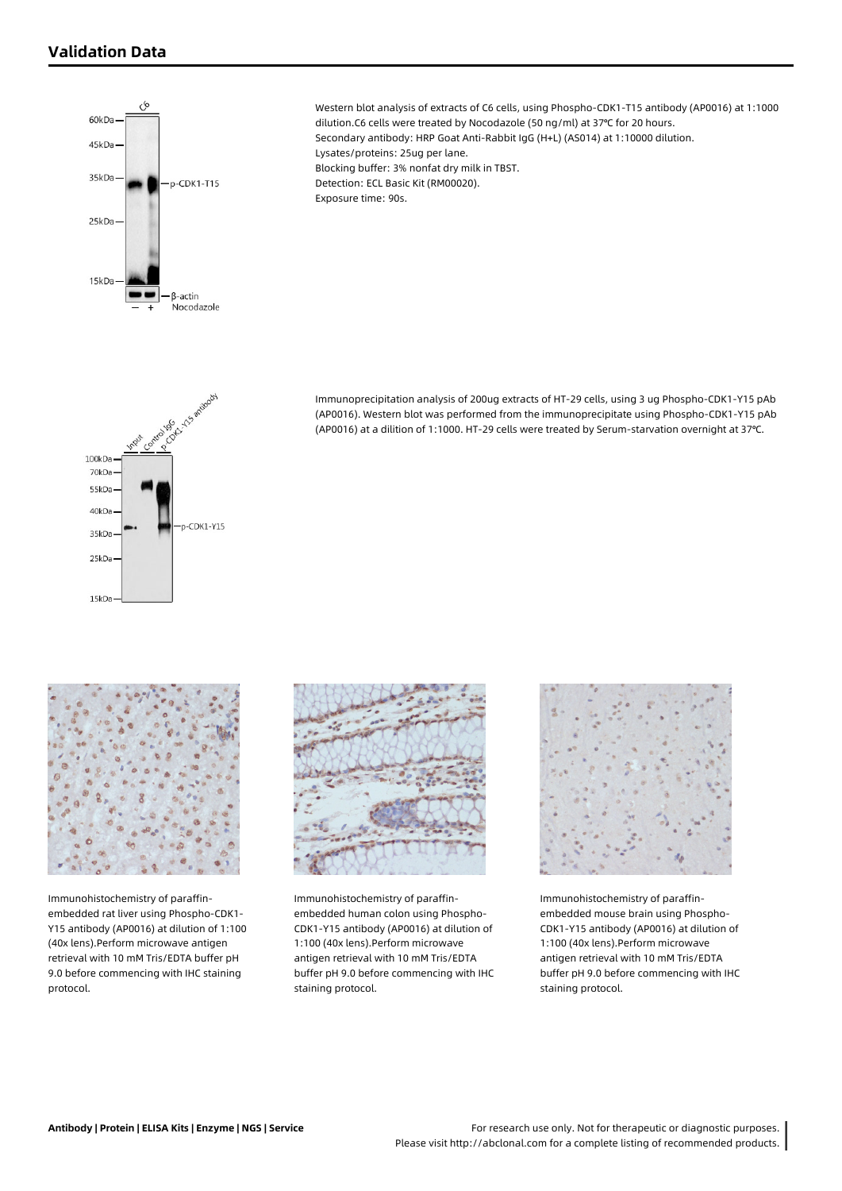## Validation Data

Western blot analysis of extracts of C6 cells, using Phospho-CDK1-T15 antibody (AP0016) at 1:1000 dilution.C6 cells were treated by Nocodazole (50 ng/ml) at 37℃ for 20 hours.
Secondary antibody: HRP Goat Anti-Rabbit IgG (H+L) (AS014) at 1:10000 dilution.
Lysates/proteins: 25ug per lane.
Blocking buffer: 3% nonfat dry milk in TBST.
Detection: ECL Basic Kit (RM00020).
Exposure time: 90s.

Immunoprecipitation analysis of 200ug extracts of HT-29 cells, using 3 ug Phospho-CDK1-Y15 pAb (AP0016). Western blot was performed from the immunoprecipitate using Phospho-CDK1-Y15 pAb (AP0016) at a dilition of 1:1000. HT-29 cells were treated by Serum-starvation overnight at 37℃.

Immunohistochemistry of paraffin-embedded rat liver using Phospho-CDK1-Y15 antibody (AP0016) at dilution of 1:100 (40x lens).Perform microwave antigen retrieval with 10 mM Tris/EDTA buffer pH 9.0 before commencing with IHC staining protocol.

Immunohistochemistry of paraffin-embedded human colon using Phospho-CDK1-Y15 antibody (AP0016) at dilution of 1:100 (40x lens).Perform microwave antigen retrieval with 10 mM Tris/EDTA buffer pH 9.0 before commencing with IHC staining protocol.

Immunohistochemistry of paraffin-embedded mouse brain using Phospho-CDK1-Y15 antibody (AP0016) at dilution of 1:100 (40x lens).Perform microwave antigen retrieval with 10 mM Tris/EDTA buffer pH 9.0 before commencing with IHC staining protocol.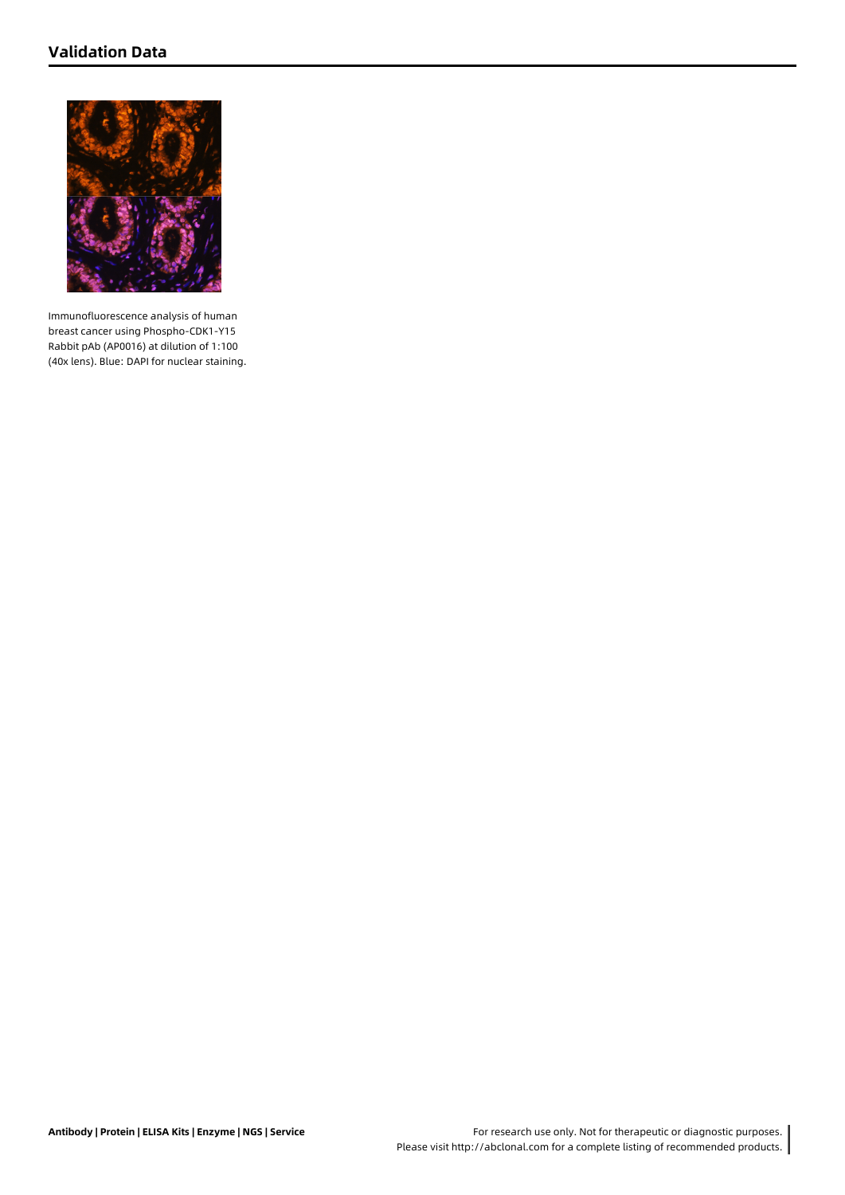## Validation Data

Immunofluorescence analysis of human breast cancer using Phospho-CDK1-Y15 Rabbit pAb (AP0016) at dilution of 1:100 (40x lens). Blue: DAPI for nuclear staining.